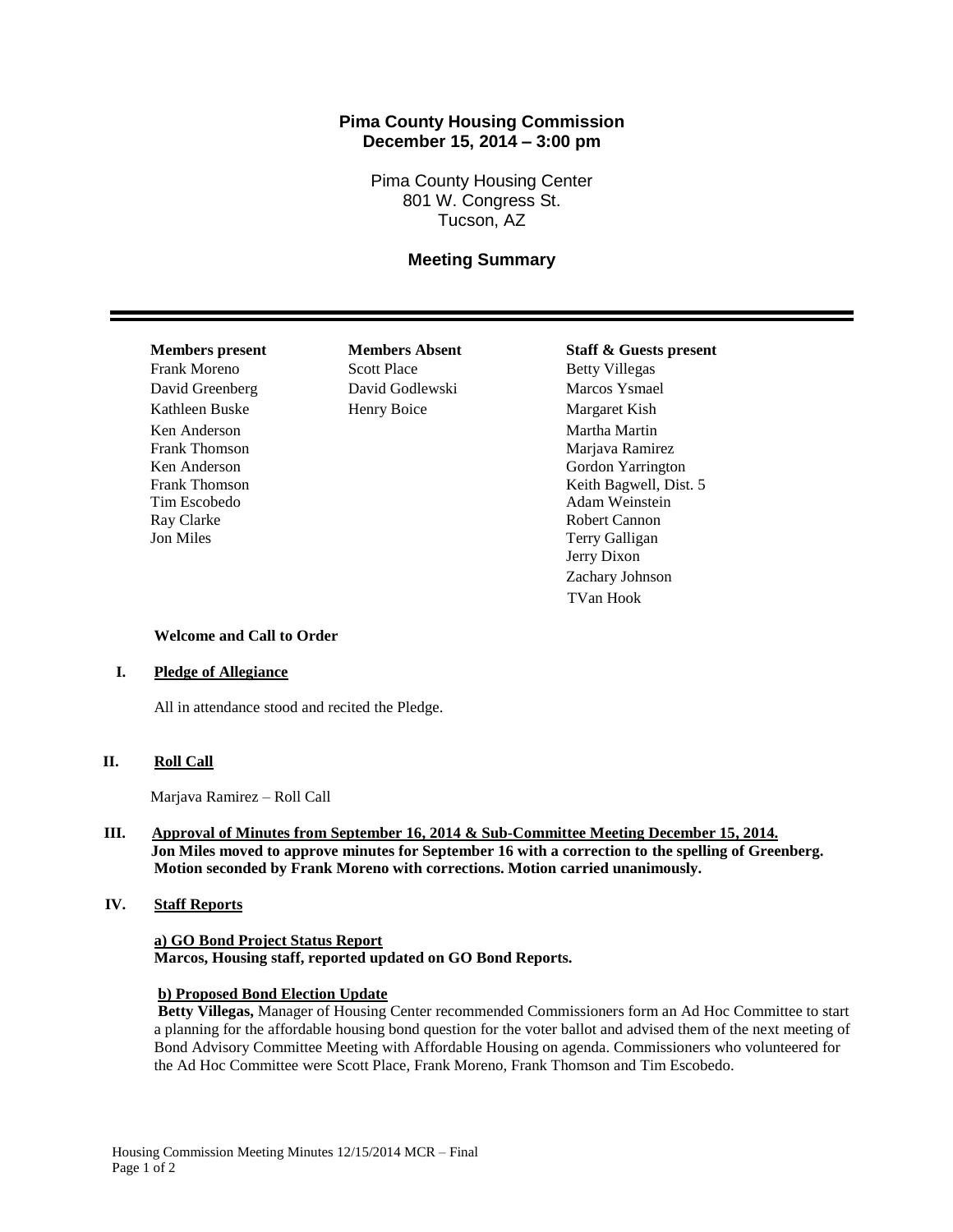# Pima County Housing Commission
## December 15, 2014 – 3:00 pm

Pima County Housing Center
801 W. Congress St.
Tucson, AZ

## Meeting Summary

| Members present | Members Absent | Staff & Guests present |
|---|---|---|
| Frank Moreno | Scott Place | Betty Villegas |
| David Greenberg | David Godlewski | Marcos Ysmael |
| Kathleen Buske | Henry Boice | Margaret Kish |
| Ken Anderson | | Martha Martin |
| Frank Thomson | | Marjava Ramirez |
| Ken Anderson | | Gordon Yarrington |
| Frank Thomson | | Keith Bagwell, Dist. 5 |
| Tim Escobedo | | Adam Weinstein |
| Ray Clarke | | Robert Cannon |
| Jon Miles | | Terry Galligan |
| | | Jerry Dixon |
| | | Zachary Johnson |
| | | TVan Hook |

**Welcome and Call to Order**

**I. Pledge of Allegiance**

All in attendance stood and recited the Pledge.

**II. Roll Call**

Marjava Ramirez – Roll Call

**III. Approval of Minutes from September 16, 2014 & Sub-Committee Meeting December 15, 2014.**
**Jon Miles moved to approve minutes for September 16 with a correction to the spelling of Greenberg. Motion seconded by Frank Moreno with corrections. Motion carried unanimously.**

**IV. Staff Reports**

**a) GO Bond Project Status Report**
**Marcos, Housing staff, reported updated on GO Bond Reports.**

**b) Proposed Bond Election Update**
**Betty Villegas,** Manager of Housing Center recommended Commissioners form an Ad Hoc Committee to start a planning for the affordable housing bond question for the voter ballot and advised them of the next meeting of Bond Advisory Committee Meeting with Affordable Housing on agenda. Commissioners who volunteered for the Ad Hoc Committee were Scott Place, Frank Moreno, Frank Thomson and Tim Escobedo.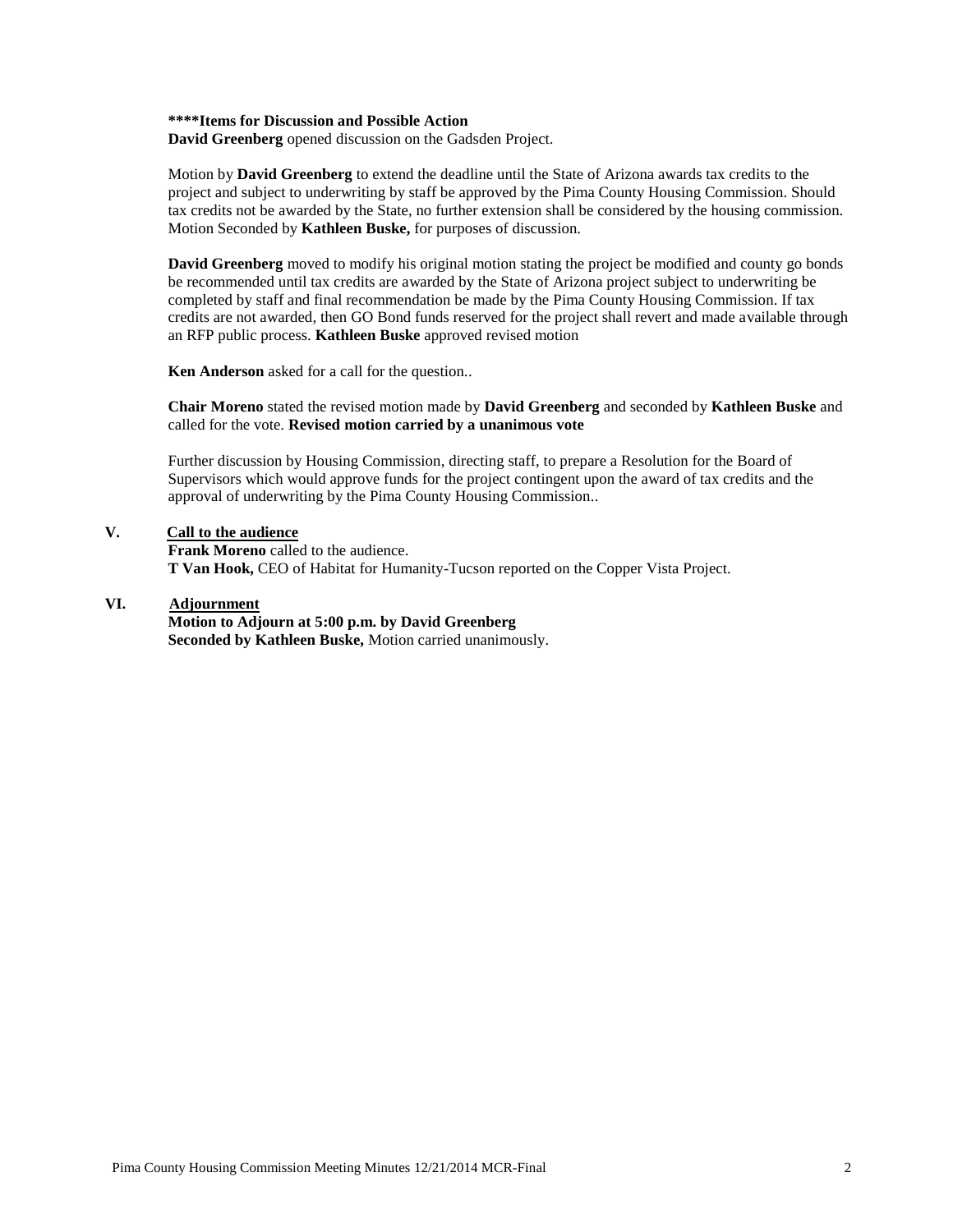**\*\*\*\*Items for Discussion and Possible Action**
**David Greenberg** opened discussion on the Gadsden Project.

Motion by **David Greenberg** to extend the deadline until the State of Arizona awards tax credits to the project and subject to underwriting by staff be approved by the Pima County Housing Commission. Should tax credits not be awarded by the State, no further extension shall be considered by the housing commission. Motion Seconded by **Kathleen Buske,** for purposes of discussion.

**David Greenberg** moved to modify his original motion stating the project be modified and county go bonds be recommended until tax credits are awarded by the State of Arizona project subject to underwriting be completed by staff and final recommendation be made by the Pima County Housing Commission. If tax credits are not awarded, then GO Bond funds reserved for the project shall revert and made available through an RFP public process. **Kathleen Buske** approved revised motion

**Ken Anderson** asked for a call for the question..

**Chair Moreno** stated the revised motion made by **David Greenberg** and seconded by **Kathleen Buske** and called for the vote. **Revised motion carried by a unanimous vote**

Further discussion by Housing Commission, directing staff, to prepare a Resolution for the Board of Supervisors which would approve funds for the project contingent upon the award of tax credits and the approval of underwriting by the Pima County Housing Commission..

## V. Call to the audience

**Frank Moreno** called to the audience.
**T Van Hook,** CEO of Habitat for Humanity-Tucson reported on the Copper Vista Project.

## VI. Adjournment

**Motion to Adjourn at 5:00 p.m. by David Greenberg**
**Seconded by Kathleen Buske,** Motion carried unanimously.